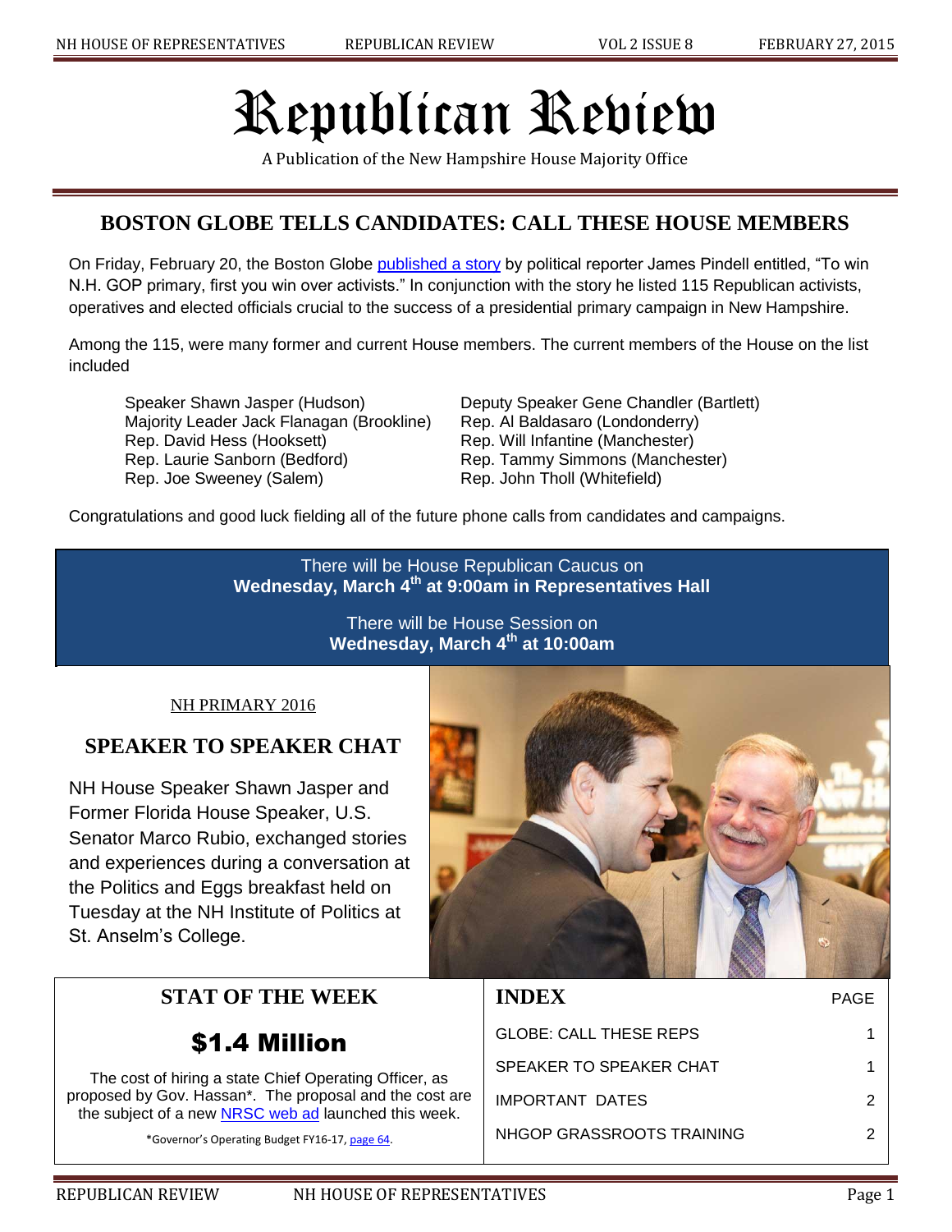# Republican Review

A Publication of the New Hampshire House Majority Office

## BOSTON GLOBE TELLS CANDIDATES: CALL THESE HOUSE MEMBERS

On Friday, February 20, the Boston Globe published a story by political reporter James Pindell entitled, "To win N.H. GOP primary, first you win over activists." In conjunction with the story he listed 115 Republican activists, operatives and elected officials crucial to the success of a presidential primary campaign in New Hampshire.

Among the 115, were many former and current House members. The current members of the House on the list included

- Speaker Shawn Jasper (Hudson)
- Majority Leader Jack Flanagan (Brookline)
- Rep. David Hess (Hooksett)
- Rep. Laurie Sanborn (Bedford)
- Rep. Joe Sweeney (Salem)
- Deputy Speaker Gene Chandler (Bartlett)
- Rep. Al Baldasaro (Londonderry)
- Rep. Will Infantine (Manchester)
- Rep. Tammy Simmons (Manchester)
- Rep. John Tholl (Whitefield)

Congratulations and good luck fielding all of the future phone calls from candidates and campaigns.

There will be House Republican Caucus on
**Wednesday, March 4th at 9:00am in Representatives Hall**

There will be House Session on
**Wednesday, March 4th at 10:00am**

NH PRIMARY 2016

## SPEAKER TO SPEAKER CHAT

NH House Speaker Shawn Jasper and Former Florida House Speaker, U.S. Senator Marco Rubio, exchanged stories and experiences during a conversation at the Politics and Eggs breakfast held on Tuesday at the NH Institute of Politics at St. Anselm's College.

## STAT OF THE WEEK

### $1.4 Million

The cost of hiring a state Chief Operating Officer, as proposed by Gov. Hassan*. The proposal and the cost are the subject of a new NRSC web ad launched this week.

*Governor's Operating Budget FY16-17, page 64.

## INDEX

| INDEX | PAGE |
| --- | --- |
| GLOBE: CALL THESE REPS | 1 |
| SPEAKER TO SPEAKER CHAT | 1 |
| IMPORTANT DATES | 2 |
| NHGOP GRASSROOTS TRAINING | 2 |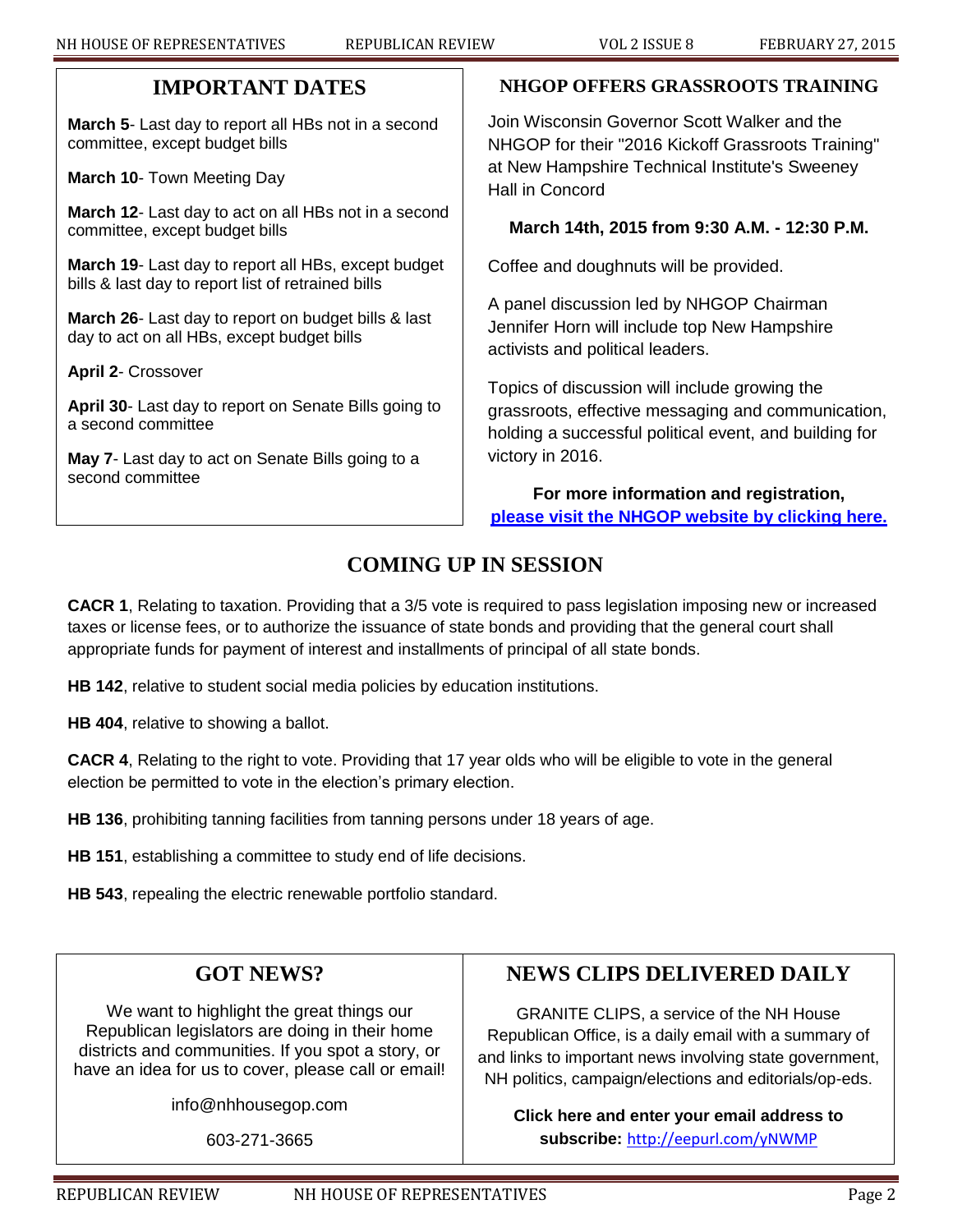## IMPORTANT DATES

**March 5**- Last day to report all HBs not in a second committee, except budget bills

**March 10**- Town Meeting Day

**March 12**- Last day to act on all HBs not in a second committee, except budget bills

**March 19**- Last day to report all HBs, except budget bills & last day to report list of retrained bills

**March 26**- Last day to report on budget bills & last day to act on all HBs, except budget bills

**April 2**- Crossover

**April 30**- Last day to report on Senate Bills going to a second committee

**May 7**- Last day to act on Senate Bills going to a second committee

## NHGOP OFFERS GRASSROOTS TRAINING

Join Wisconsin Governor Scott Walker and the NHGOP for their "2016 Kickoff Grassroots Training" at New Hampshire Technical Institute's Sweeney Hall in Concord

**March 14th, 2015 from 9:30 A.M. - 12:30 P.M.**

Coffee and doughnuts will be provided.

A panel discussion led by NHGOP Chairman Jennifer Horn will include top New Hampshire activists and political leaders.

Topics of discussion will include growing the grassroots, effective messaging and communication, holding a successful political event, and building for victory in 2016.

**For more information and registration, please visit the NHGOP website by clicking here.**

## COMING UP IN SESSION

**CACR 1**, Relating to taxation. Providing that a 3/5 vote is required to pass legislation imposing new or increased taxes or license fees, or to authorize the issuance of state bonds and providing that the general court shall appropriate funds for payment of interest and installments of principal of all state bonds.

**HB 142**, relative to student social media policies by education institutions.

**HB 404**, relative to showing a ballot.

**CACR 4**, Relating to the right to vote. Providing that 17 year olds who will be eligible to vote in the general election be permitted to vote in the election's primary election.

**HB 136**, prohibiting tanning facilities from tanning persons under 18 years of age.

**HB 151**, establishing a committee to study end of life decisions.

**HB 543**, repealing the electric renewable portfolio standard.

## GOT NEWS?

We want to highlight the great things our Republican legislators are doing in their home districts and communities. If you spot a story, or have an idea for us to cover, please call or email!

info@nhhousegop.com

603-271-3665

## NEWS CLIPS DELIVERED DAILY

GRANITE CLIPS, a service of the NH House Republican Office, is a daily email with a summary of and links to important news involving state government, NH politics, campaign/elections and editorials/op-eds.

**Click here and enter your email address to subscribe:** http://eepurl.com/yNWMP